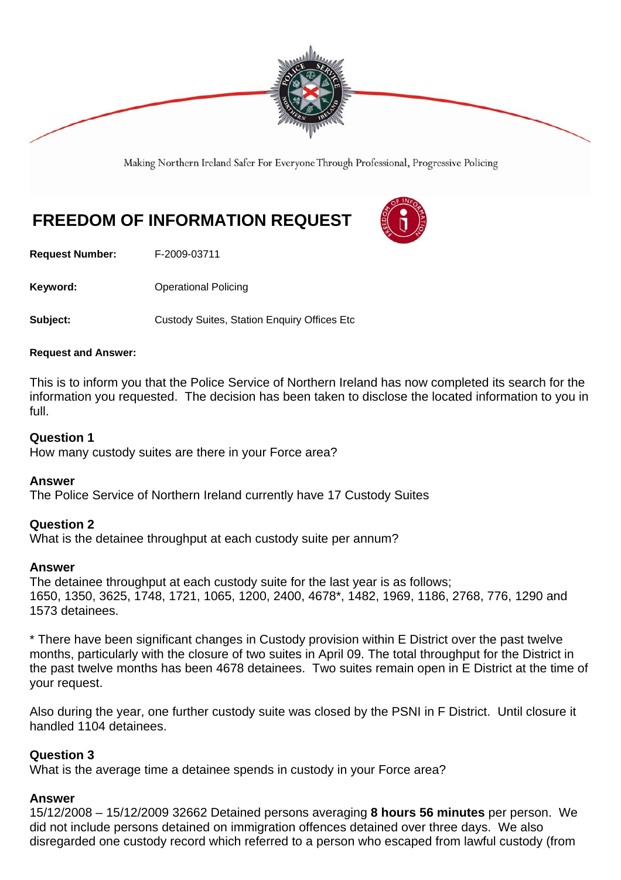Making Northern Ireland Safer For Everyone Through Professional, Progressive Policing

# FREEDOM OF INFORMATION REQUEST

**Request Number:** F-2009-03711

**Keyword:** Operational Policing

**Subject:** Custody Suites, Station Enquiry Offices Etc

**Request and Answer:**

This is to inform you that the Police Service of Northern Ireland has now completed its search for the information you requested. The decision has been taken to disclose the located information to you in full.

**Question 1**
How many custody suites are there in your Force area?

**Answer**
The Police Service of Northern Ireland currently have 17 Custody Suites

**Question 2**
What is the detainee throughput at each custody suite per annum?

**Answer**
The detainee throughput at each custody suite for the last year is as follows;
1650, 1350, 3625, 1748, 1721, 1065, 1200, 2400, 4678*, 1482, 1969, 1186, 2768, 776, 1290 and 1573 detainees.

* There have been significant changes in Custody provision within E District over the past twelve months, particularly with the closure of two suites in April 09. The total throughput for the District in the past twelve months has been 4678 detainees. Two suites remain open in E District at the time of your request.

Also during the year, one further custody suite was closed by the PSNI in F District. Until closure it handled 1104 detainees.

**Question 3**
What is the average time a detainee spends in custody in your Force area?

**Answer**
15/12/2008 – 15/12/2009 32662 Detained persons averaging **8 hours 56 minutes** per person. We did not include persons detained on immigration offences detained over three days. We also disregarded one custody record which referred to a person who escaped from lawful custody (from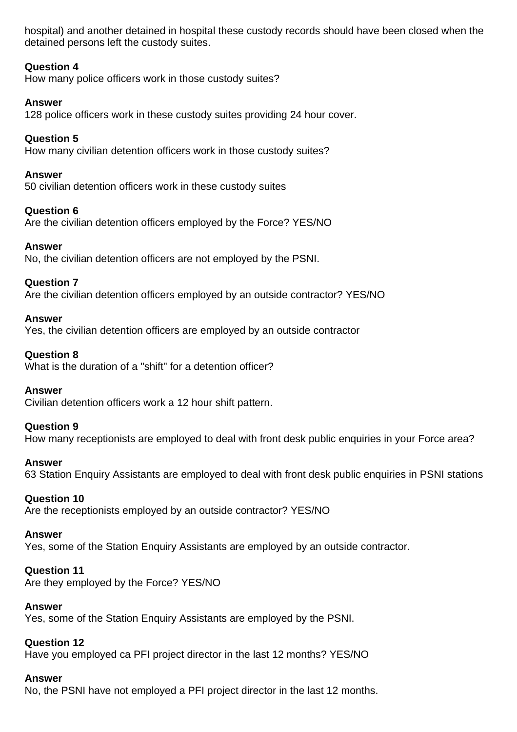hospital) and another detained in hospital these custody records should have been closed when the detained persons left the custody suites.

**Question 4**
How many police officers work in those custody suites?

**Answer**
128 police officers work in these custody suites providing 24 hour cover.

**Question 5**
How many civilian detention officers work in those custody suites?

**Answer**
50 civilian detention officers work in these custody suites

**Question 6**
Are the civilian detention officers employed by the Force? YES/NO

**Answer**
No, the civilian detention officers are not employed by the PSNI.

**Question 7**
Are the civilian detention officers employed by an outside contractor? YES/NO

**Answer**
Yes, the civilian detention officers are employed by an outside contractor

**Question 8**
What is the duration of a "shift" for a detention officer?

**Answer**
Civilian detention officers work a 12 hour shift pattern.

**Question 9**
How many receptionists are employed to deal with front desk public enquiries in your Force area?

**Answer**
63 Station Enquiry Assistants are employed to deal with front desk public enquiries in PSNI stations

**Question 10**
Are the receptionists employed by an outside contractor? YES/NO

**Answer**
Yes, some of the Station Enquiry Assistants are employed by an outside contractor.

**Question 11**
Are they employed by the Force? YES/NO

**Answer**
Yes, some of the Station Enquiry Assistants are employed by the PSNI.

**Question 12**
Have you employed ca PFI project director in the last 12 months? YES/NO

**Answer**
No, the PSNI have not employed a PFI project director in the last 12 months.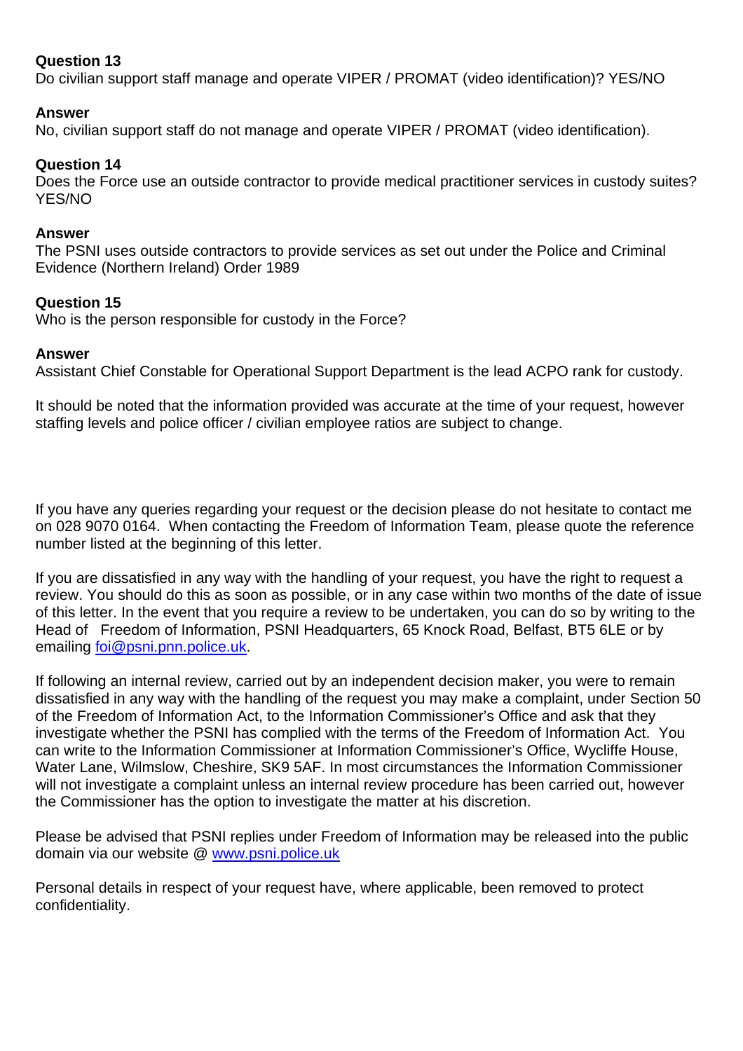**Question 13**
Do civilian support staff manage and operate VIPER / PROMAT (video identification)? YES/NO

**Answer**
No, civilian support staff do not manage and operate VIPER / PROMAT (video identification).

**Question 14**
Does the Force use an outside contractor to provide medical practitioner services in custody suites? YES/NO

**Answer**
The PSNI uses outside contractors to provide services as set out under the Police and Criminal Evidence (Northern Ireland) Order 1989

**Question 15**
Who is the person responsible for custody in the Force?

**Answer**
Assistant Chief Constable for Operational Support Department is the lead ACPO rank for custody.

It should be noted that the information provided was accurate at the time of your request, however staffing levels and police officer / civilian employee ratios are subject to change.

If you have any queries regarding your request or the decision please do not hesitate to contact me on 028 9070 0164. When contacting the Freedom of Information Team, please quote the reference number listed at the beginning of this letter.

If you are dissatisfied in any way with the handling of your request, you have the right to request a review. You should do this as soon as possible, or in any case within two months of the date of issue of this letter. In the event that you require a review to be undertaken, you can do so by writing to the Head of Freedom of Information, PSNI Headquarters, 65 Knock Road, Belfast, BT5 6LE or by emailing [foi@psni.pnn.police.uk](mailto:foi@psni.pnn.police.uk).

If following an internal review, carried out by an independent decision maker, you were to remain dissatisfied in any way with the handling of the request you may make a complaint, under Section 50 of the Freedom of Information Act, to the Information Commissioner's Office and ask that they investigate whether the PSNI has complied with the terms of the Freedom of Information Act. You can write to the Information Commissioner at Information Commissioner's Office, Wycliffe House, Water Lane, Wilmslow, Cheshire, SK9 5AF. In most circumstances the Information Commissioner will not investigate a complaint unless an internal review procedure has been carried out, however the Commissioner has the option to investigate the matter at his discretion.

Please be advised that PSNI replies under Freedom of Information may be released into the public domain via our website @ [www.psni.police.uk](http://www.psni.police.uk)

Personal details in respect of your request have, where applicable, been removed to protect confidentiality.